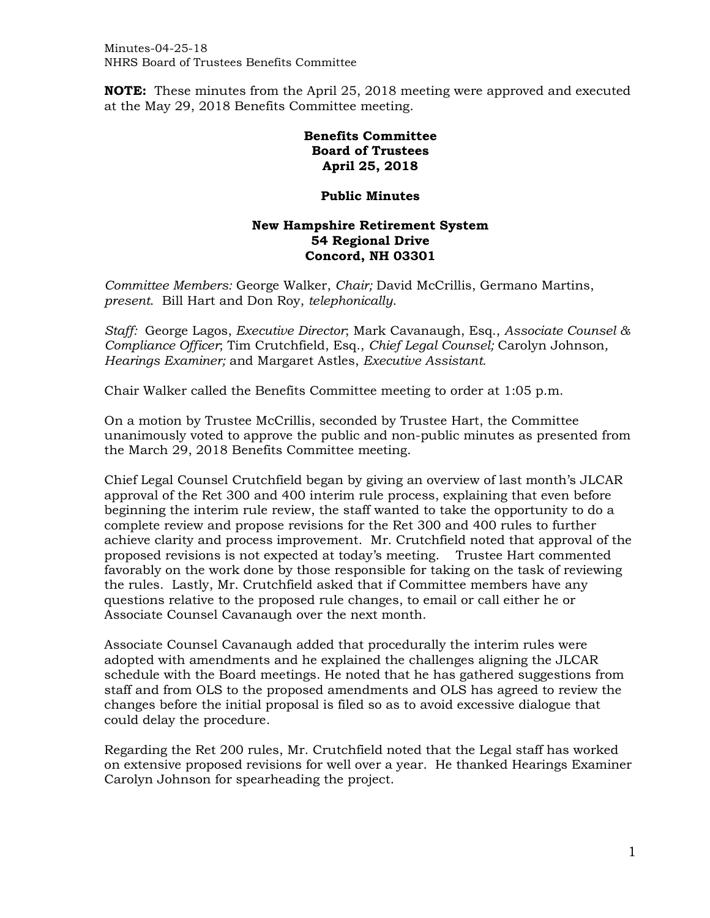**NOTE:** These minutes from the April 25, 2018 meeting were approved and executed at the May 29, 2018 Benefits Committee meeting.

**Benefits Committee**
**Board of Trustees**
**April 25, 2018**

**Public Minutes**

**New Hampshire Retirement System**
**54 Regional Drive**
**Concord, NH 03301**

*Committee Members:* George Walker, *Chair;* David McCrillis, Germano Martins, *present*. Bill Hart and Don Roy, *telephonically*.

*Staff:* George Lagos, *Executive Director*; Mark Cavanaugh, Esq., *Associate Counsel & Compliance Officer*; Tim Crutchfield, Esq., *Chief Legal Counsel;* Carolyn Johnson*, Hearings Examiner;* and Margaret Astles, *Executive Assistant.*

Chair Walker called the Benefits Committee meeting to order at 1:05 p.m.

On a motion by Trustee McCrillis, seconded by Trustee Hart, the Committee unanimously voted to approve the public and non-public minutes as presented from the March 29, 2018 Benefits Committee meeting.

Chief Legal Counsel Crutchfield began by giving an overview of last month's JLCAR approval of the Ret 300 and 400 interim rule process, explaining that even before beginning the interim rule review, the staff wanted to take the opportunity to do a complete review and propose revisions for the Ret 300 and 400 rules to further achieve clarity and process improvement. Mr. Crutchfield noted that approval of the proposed revisions is not expected at today's meeting. Trustee Hart commented favorably on the work done by those responsible for taking on the task of reviewing the rules. Lastly, Mr. Crutchfield asked that if Committee members have any questions relative to the proposed rule changes, to email or call either he or Associate Counsel Cavanaugh over the next month.

Associate Counsel Cavanaugh added that procedurally the interim rules were adopted with amendments and he explained the challenges aligning the JLCAR schedule with the Board meetings. He noted that he has gathered suggestions from staff and from OLS to the proposed amendments and OLS has agreed to review the changes before the initial proposal is filed so as to avoid excessive dialogue that could delay the procedure.

Regarding the Ret 200 rules, Mr. Crutchfield noted that the Legal staff has worked on extensive proposed revisions for well over a year. He thanked Hearings Examiner Carolyn Johnson for spearheading the project.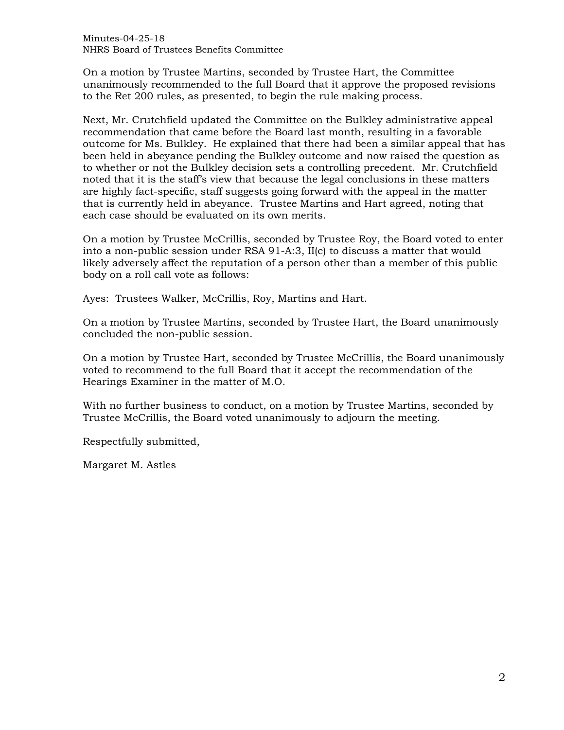On a motion by Trustee Martins, seconded by Trustee Hart, the Committee unanimously recommended to the full Board that it approve the proposed revisions to the Ret 200 rules, as presented, to begin the rule making process.

Next, Mr. Crutchfield updated the Committee on the Bulkley administrative appeal recommendation that came before the Board last month, resulting in a favorable outcome for Ms. Bulkley. He explained that there had been a similar appeal that has been held in abeyance pending the Bulkley outcome and now raised the question as to whether or not the Bulkley decision sets a controlling precedent. Mr. Crutchfield noted that it is the staff's view that because the legal conclusions in these matters are highly fact-specific, staff suggests going forward with the appeal in the matter that is currently held in abeyance. Trustee Martins and Hart agreed, noting that each case should be evaluated on its own merits.

On a motion by Trustee McCrillis, seconded by Trustee Roy, the Board voted to enter into a non-public session under RSA 91-A:3, II(c) to discuss a matter that would likely adversely affect the reputation of a person other than a member of this public body on a roll call vote as follows:

Ayes: Trustees Walker, McCrillis, Roy, Martins and Hart.

On a motion by Trustee Martins, seconded by Trustee Hart, the Board unanimously concluded the non-public session.

On a motion by Trustee Hart, seconded by Trustee McCrillis, the Board unanimously voted to recommend to the full Board that it accept the recommendation of the Hearings Examiner in the matter of M.O.

With no further business to conduct, on a motion by Trustee Martins, seconded by Trustee McCrillis, the Board voted unanimously to adjourn the meeting.

Respectfully submitted,

Margaret M. Astles